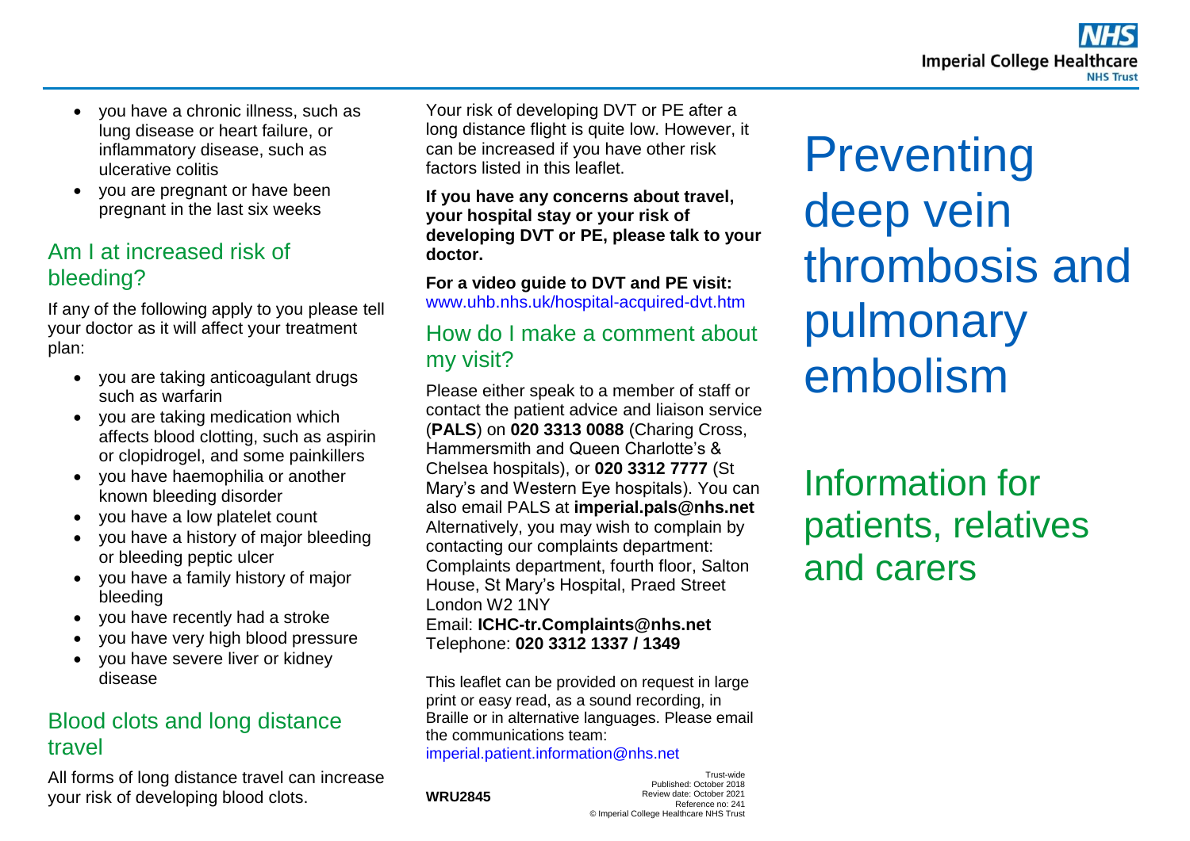- you have a chronic illness, such as lung disease or heart failure, or inflammatory disease, such as ulcerative colitis
- you are pregnant or have been pregnant in the last six weeks

## Am I at increased risk of bleeding?

If any of the following apply to you please tell your doctor as it will affect your treatment plan:

- you are taking anticoagulant drugs such as warfarin
- you are taking medication which affects blood clotting, such as aspirin or clopidrogel, and some painkillers
- you have haemophilia or another known bleeding disorder
- you have a low platelet count
- you have a history of major bleeding or bleeding peptic ulcer
- you have a family history of major bleeding
- you have recently had a stroke
- you have very high blood pressure
- you have severe liver or kidney disease

## Blood clots and long distance travel

All forms of long distance travel can increase your risk of developing blood clots.

Your risk of developing DVT or PE after a long distance flight is quite low. However, it can be increased if you have other risk factors listed in this leaflet.

**If you have any concerns about travel, your hospital stay or your risk of developing DVT or PE, please talk to your doctor.**

**For a video guide to DVT and PE visit:**
www.uhb.nhs.uk/hospital-acquired-dvt.htm

## How do I make a comment about my visit?

Please either speak to a member of staff or contact the patient advice and liaison service (**PALS**) on **020 3313 0088** (Charing Cross, Hammersmith and Queen Charlotte's & Chelsea hospitals), or **020 3312 7777** (St Mary's and Western Eye hospitals). You can also email PALS at **imperial.pals@nhs.net**
Alternatively, you may wish to complain by contacting our complaints department: Complaints department, fourth floor, Salton House, St Mary's Hospital, Praed Street London W2 1NY
Email: **ICHC-tr.Complaints@nhs.net**
Telephone: **020 3312 1337 / 1349**

This leaflet can be provided on request in large print or easy read, as a sound recording, in Braille or in alternative languages. Please email the communications team:
imperial.patient.information@nhs.net

**WRU2845**

Trust-wide
Published: October 2018
Review date: October 2021
Reference no: 241
© Imperial College Healthcare NHS Trust

# Preventing deep vein thrombosis and pulmonary embolism

## Information for patients, relatives and carers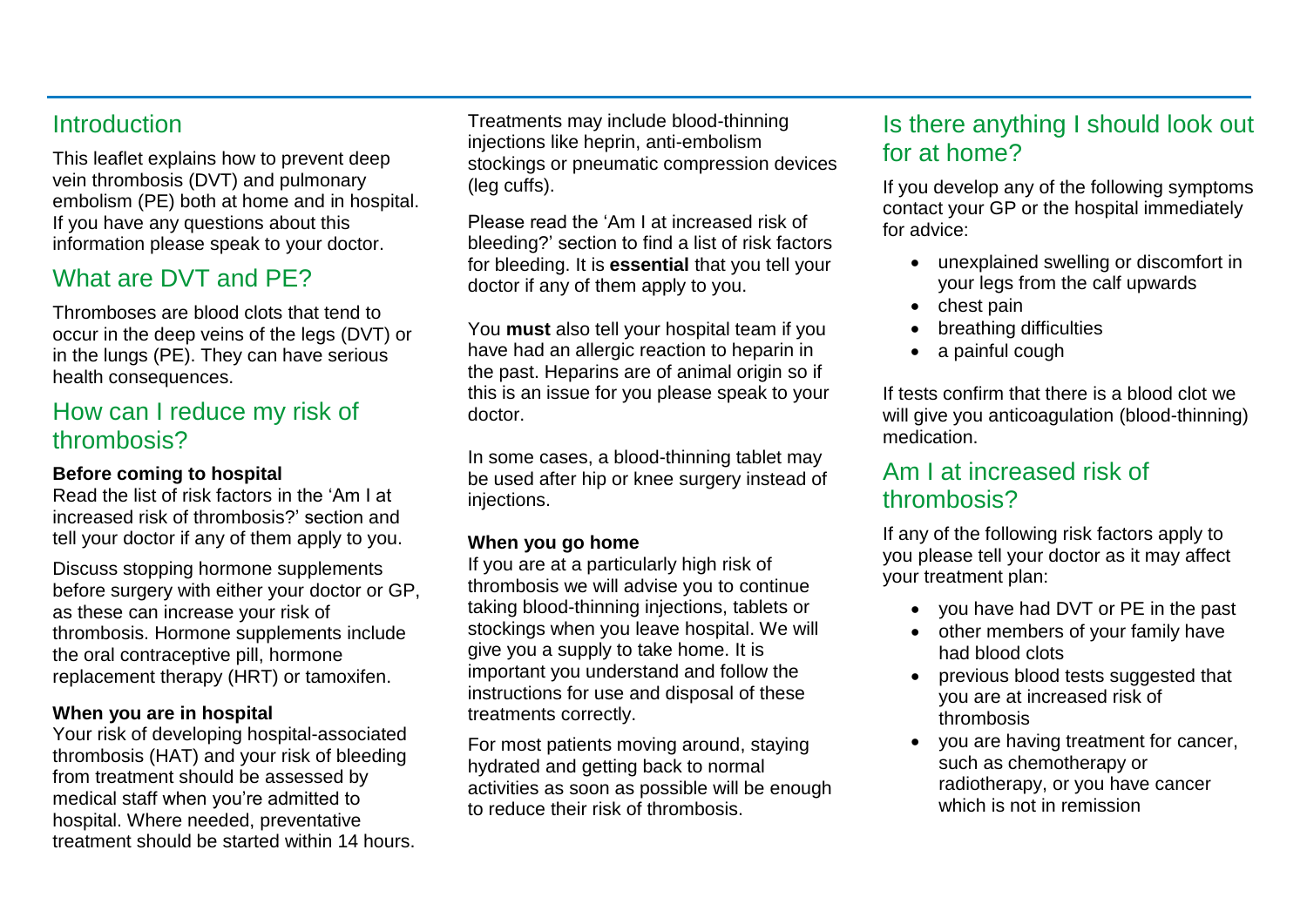## Introduction

This leaflet explains how to prevent deep vein thrombosis (DVT) and pulmonary embolism (PE) both at home and in hospital. If you have any questions about this information please speak to your doctor.

## What are DVT and PE?

Thromboses are blood clots that tend to occur in the deep veins of the legs (DVT) or in the lungs (PE). They can have serious health consequences.

## How can I reduce my risk of thrombosis?

**Before coming to hospital**
Read the list of risk factors in the 'Am I at increased risk of thrombosis?' section and tell your doctor if any of them apply to you.

Discuss stopping hormone supplements before surgery with either your doctor or GP, as these can increase your risk of thrombosis. Hormone supplements include the oral contraceptive pill, hormone replacement therapy (HRT) or tamoxifen.

**When you are in hospital**
Your risk of developing hospital-associated thrombosis (HAT) and your risk of bleeding from treatment should be assessed by medical staff when you're admitted to hospital. Where needed, preventative treatment should be started within 14 hours. Treatments may include blood-thinning injections like heprin, anti-embolism stockings or pneumatic compression devices (leg cuffs).

Please read the 'Am I at increased risk of bleeding?' section to find a list of risk factors for bleeding. It is **essential** that you tell your doctor if any of them apply to you.

You **must** also tell your hospital team if you have had an allergic reaction to heparin in the past. Heparins are of animal origin so if this is an issue for you please speak to your doctor.

In some cases, a blood-thinning tablet may be used after hip or knee surgery instead of injections.

**When you go home**
If you are at a particularly high risk of thrombosis we will advise you to continue taking blood-thinning injections, tablets or stockings when you leave hospital. We will give you a supply to take home. It is important you understand and follow the instructions for use and disposal of these treatments correctly.

For most patients moving around, staying hydrated and getting back to normal activities as soon as possible will be enough to reduce their risk of thrombosis.

## Is there anything I should look out for at home?

If you develop any of the following symptoms contact your GP or the hospital immediately for advice:

- unexplained swelling or discomfort in your legs from the calf upwards
- chest pain
- breathing difficulties
- a painful cough

If tests confirm that there is a blood clot we will give you anticoagulation (blood-thinning) medication.

## Am I at increased risk of thrombosis?

If any of the following risk factors apply to you please tell your doctor as it may affect your treatment plan:

- you have had DVT or PE in the past
- other members of your family have had blood clots
- previous blood tests suggested that you are at increased risk of thrombosis
- you are having treatment for cancer, such as chemotherapy or radiotherapy, or you have cancer which is not in remission